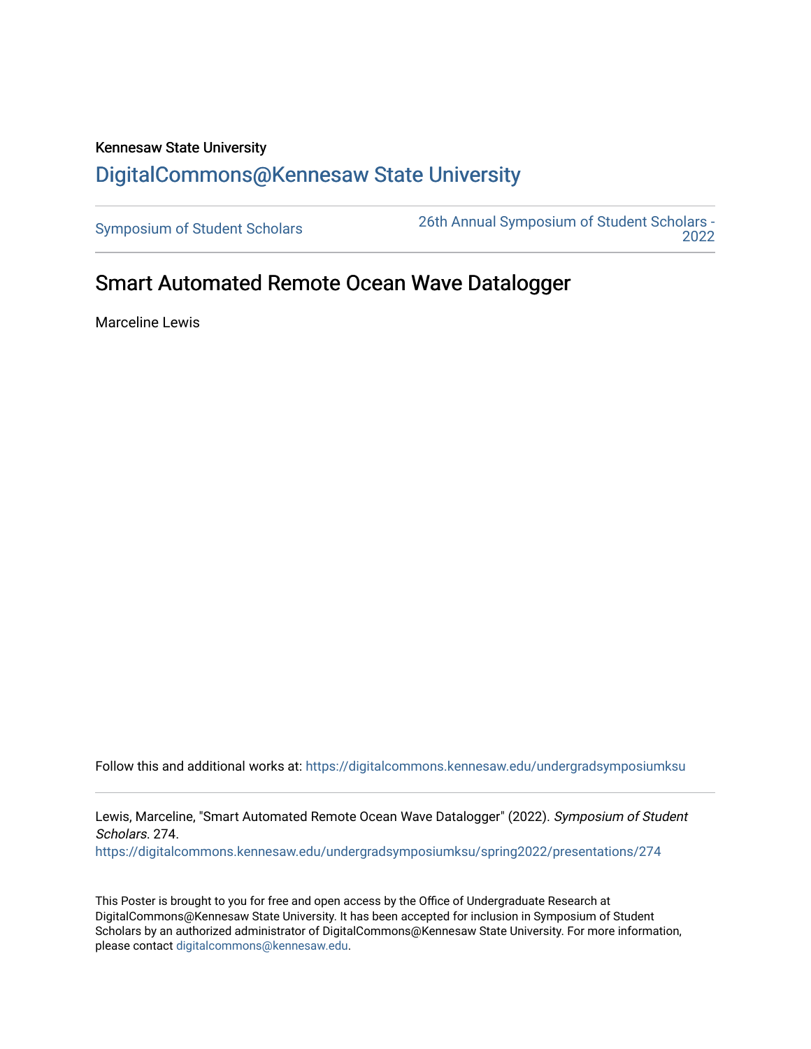Kennesaw State University

# DigitalCommons@Kennesaw State University

Symposium of Student Scholars

26th Annual Symposium of Student Scholars - 2022

## Smart Automated Remote Ocean Wave Datalogger

Marceline Lewis

Follow this and additional works at: https://digitalcommons.kennesaw.edu/undergradsymposiumksu

Lewis, Marceline, "Smart Automated Remote Ocean Wave Datalogger" (2022). *Symposium of Student Scholars*. 274.
https://digitalcommons.kennesaw.edu/undergradsymposiumksu/spring2022/presentations/274

This Poster is brought to you for free and open access by the Office of Undergraduate Research at DigitalCommons@Kennesaw State University. It has been accepted for inclusion in Symposium of Student Scholars by an authorized administrator of DigitalCommons@Kennesaw State University. For more information, please contact digitalcommons@kennesaw.edu.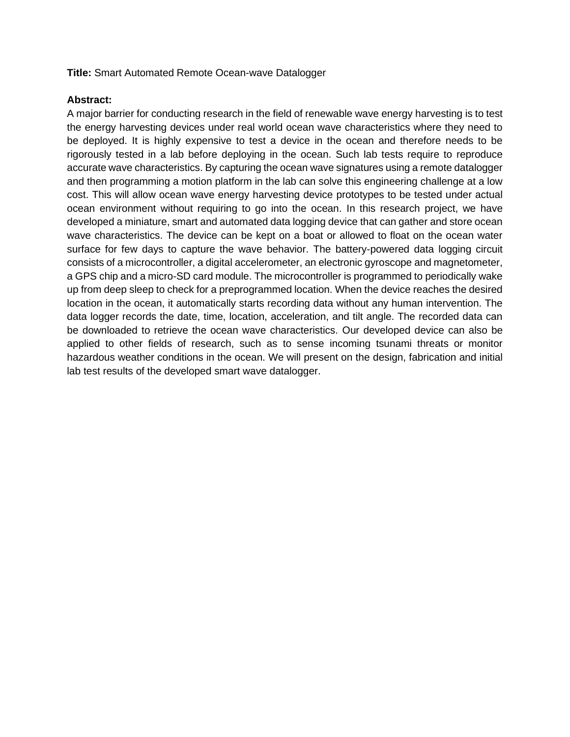**Title:** Smart Automated Remote Ocean-wave Datalogger

**Abstract:**

A major barrier for conducting research in the field of renewable wave energy harvesting is to test the energy harvesting devices under real world ocean wave characteristics where they need to be deployed. It is highly expensive to test a device in the ocean and therefore needs to be rigorously tested in a lab before deploying in the ocean. Such lab tests require to reproduce accurate wave characteristics. By capturing the ocean wave signatures using a remote datalogger and then programming a motion platform in the lab can solve this engineering challenge at a low cost. This will allow ocean wave energy harvesting device prototypes to be tested under actual ocean environment without requiring to go into the ocean. In this research project, we have developed a miniature, smart and automated data logging device that can gather and store ocean wave characteristics. The device can be kept on a boat or allowed to float on the ocean water surface for few days to capture the wave behavior. The battery-powered data logging circuit consists of a microcontroller, a digital accelerometer, an electronic gyroscope and magnetometer, a GPS chip and a micro-SD card module. The microcontroller is programmed to periodically wake up from deep sleep to check for a preprogrammed location. When the device reaches the desired location in the ocean, it automatically starts recording data without any human intervention. The data logger records the date, time, location, acceleration, and tilt angle. The recorded data can be downloaded to retrieve the ocean wave characteristics. Our developed device can also be applied to other fields of research, such as to sense incoming tsunami threats or monitor hazardous weather conditions in the ocean. We will present on the design, fabrication and initial lab test results of the developed smart wave datalogger.